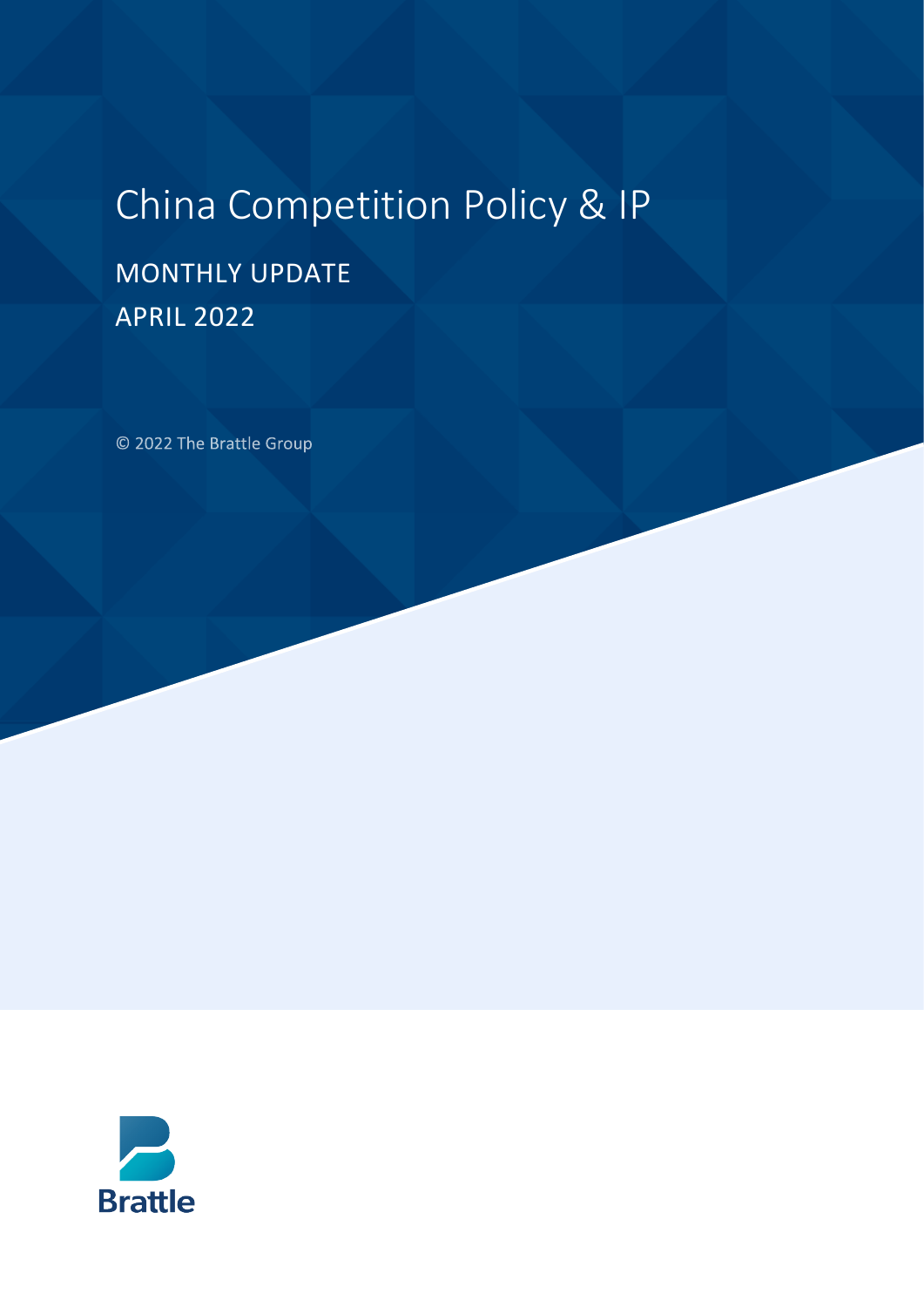# China Competition Policy & IP

## MONTHLY UPDATE
## APRIL 2022

© 2022 The Brattle Group

Brattle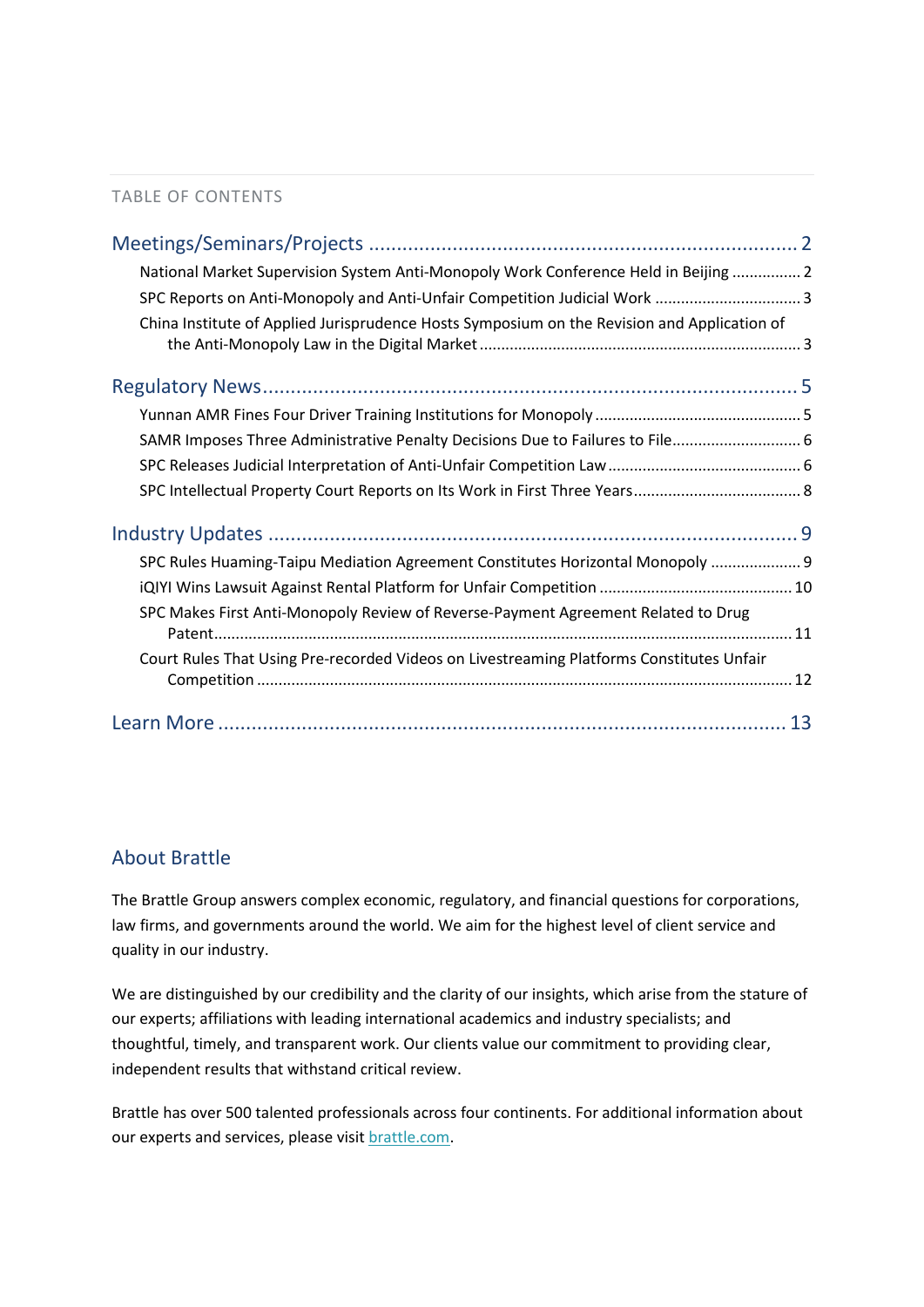TABLE OF CONTENTS

Meetings/Seminars/Projects ............................................................................ 2

- National Market Supervision System Anti-Monopoly Work Conference Held in Beijing ................ 2
- SPC Reports on Anti-Monopoly and Anti-Unfair Competition Judicial Work ................................. 3
- China Institute of Applied Jurisprudence Hosts Symposium on the Revision and Application of the Anti-Monopoly Law in the Digital Market ......................................................................... 3

Regulatory News ............................................................................................... 5

- Yunnan AMR Fines Four Driver Training Institutions for Monopoly ............................................... 5
- SAMR Imposes Three Administrative Penalty Decisions Due to Failures to File............................. 6
- SPC Releases Judicial Interpretation of Anti-Unfair Competition Law ............................................ 6
- SPC Intellectual Property Court Reports on Its Work in First Three Years...................................... 8

Industry Updates ................................................................................................ 9

- SPC Rules Huaming-Taipu Mediation Agreement Constitutes Horizontal Monopoly ..................... 9
- iQIYI Wins Lawsuit Against Rental Platform for Unfair Competition ............................................ 10
- SPC Makes First Anti-Monopoly Review of Reverse-Payment Agreement Related to Drug Patent.................................................................................................................................... 11
- Court Rules That Using Pre-recorded Videos on Livestreaming Platforms Constitutes Unfair Competition .......................................................................................................................... 12

Learn More ........................................................................................................ 13

## About Brattle

The Brattle Group answers complex economic, regulatory, and financial questions for corporations, law firms, and governments around the world. We aim for the highest level of client service and quality in our industry.

We are distinguished by our credibility and the clarity of our insights, which arise from the stature of our experts; affiliations with leading international academics and industry specialists; and thoughtful, timely, and transparent work. Our clients value our commitment to providing clear, independent results that withstand critical review.

Brattle has over 500 talented professionals across four continents. For additional information about our experts and services, please visit brattle.com.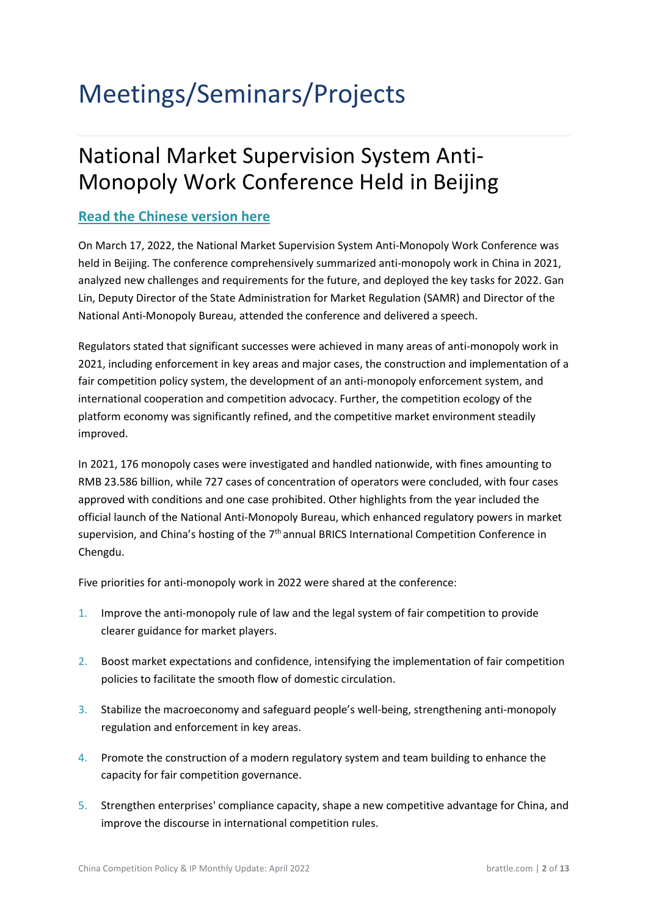# Meetings/Seminars/Projects

## National Market Supervision System Anti-Monopoly Work Conference Held in Beijing

**Read the Chinese version here**

On March 17, 2022, the National Market Supervision System Anti-Monopoly Work Conference was held in Beijing. The conference comprehensively summarized anti-monopoly work in China in 2021, analyzed new challenges and requirements for the future, and deployed the key tasks for 2022. Gan Lin, Deputy Director of the State Administration for Market Regulation (SAMR) and Director of the National Anti-Monopoly Bureau, attended the conference and delivered a speech.

Regulators stated that significant successes were achieved in many areas of anti-monopoly work in 2021, including enforcement in key areas and major cases, the construction and implementation of a fair competition policy system, the development of an anti-monopoly enforcement system, and international cooperation and competition advocacy. Further, the competition ecology of the platform economy was significantly refined, and the competitive market environment steadily improved.

In 2021, 176 monopoly cases were investigated and handled nationwide, with fines amounting to RMB 23.586 billion, while 727 cases of concentration of operators were concluded, with four cases approved with conditions and one case prohibited. Other highlights from the year included the official launch of the National Anti-Monopoly Bureau, which enhanced regulatory powers in market supervision, and China's hosting of the 7th annual BRICS International Competition Conference in Chengdu.

Five priorities for anti-monopoly work in 2022 were shared at the conference:

1. Improve the anti-monopoly rule of law and the legal system of fair competition to provide clearer guidance for market players.
2. Boost market expectations and confidence, intensifying the implementation of fair competition policies to facilitate the smooth flow of domestic circulation.
3. Stabilize the macroeconomy and safeguard people's well-being, strengthening anti-monopoly regulation and enforcement in key areas.
4. Promote the construction of a modern regulatory system and team building to enhance the capacity for fair competition governance.
5. Strengthen enterprises' compliance capacity, shape a new competitive advantage for China, and improve the discourse in international competition rules.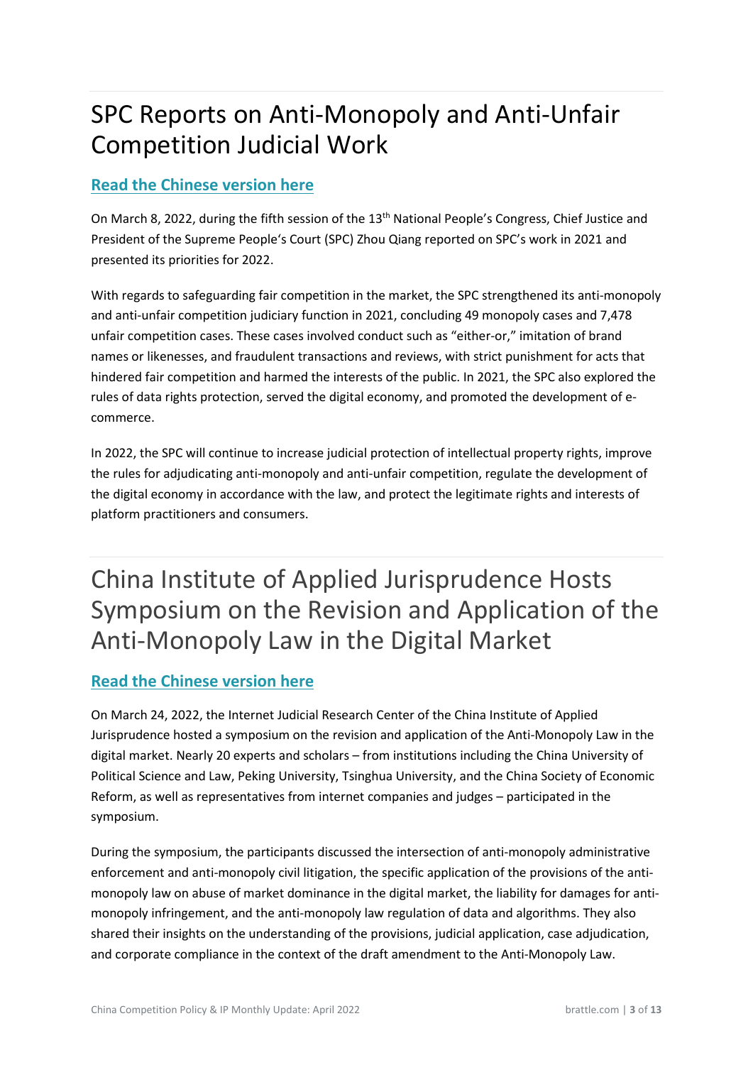# SPC Reports on Anti-Monopoly and Anti-Unfair Competition Judicial Work

## **Read the Chinese version here**

On March 8, 2022, during the fifth session of the 13th National People's Congress, Chief Justice and President of the Supreme People's Court (SPC) Zhou Qiang reported on SPC's work in 2021 and presented its priorities for 2022.

With regards to safeguarding fair competition in the market, the SPC strengthened its anti-monopoly and anti-unfair competition judiciary function in 2021, concluding 49 monopoly cases and 7,478 unfair competition cases. These cases involved conduct such as "either-or," imitation of brand names or likenesses, and fraudulent transactions and reviews, with strict punishment for acts that hindered fair competition and harmed the interests of the public. In 2021, the SPC also explored the rules of data rights protection, served the digital economy, and promoted the development of e-commerce.

In 2022, the SPC will continue to increase judicial protection of intellectual property rights, improve the rules for adjudicating anti-monopoly and anti-unfair competition, regulate the development of the digital economy in accordance with the law, and protect the legitimate rights and interests of platform practitioners and consumers.

# China Institute of Applied Jurisprudence Hosts Symposium on the Revision and Application of the Anti-Monopoly Law in the Digital Market

## **Read the Chinese version here**

On March 24, 2022, the Internet Judicial Research Center of the China Institute of Applied Jurisprudence hosted a symposium on the revision and application of the Anti-Monopoly Law in the digital market. Nearly 20 experts and scholars – from institutions including the China University of Political Science and Law, Peking University, Tsinghua University, and the China Society of Economic Reform, as well as representatives from internet companies and judges – participated in the symposium.

During the symposium, the participants discussed the intersection of anti-monopoly administrative enforcement and anti-monopoly civil litigation, the specific application of the provisions of the anti-monopoly law on abuse of market dominance in the digital market, the liability for damages for anti-monopoly infringement, and the anti-monopoly law regulation of data and algorithms. They also shared their insights on the understanding of the provisions, judicial application, case adjudication, and corporate compliance in the context of the draft amendment to the Anti-Monopoly Law.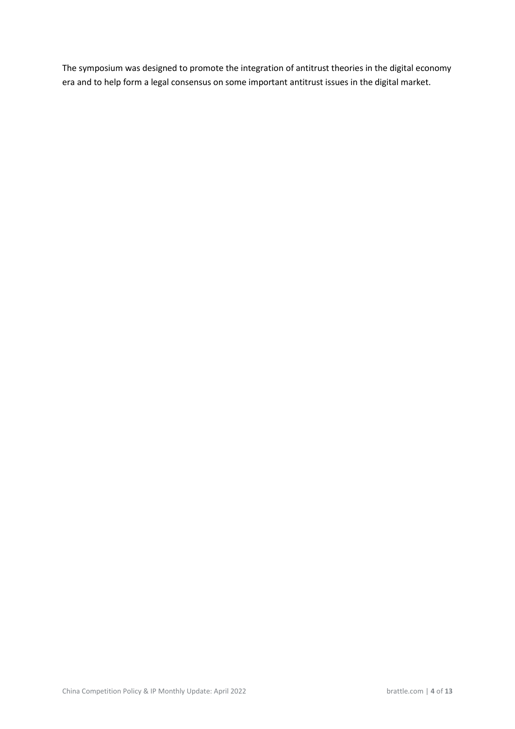The symposium was designed to promote the integration of antitrust theories in the digital economy era and to help form a legal consensus on some important antitrust issues in the digital market.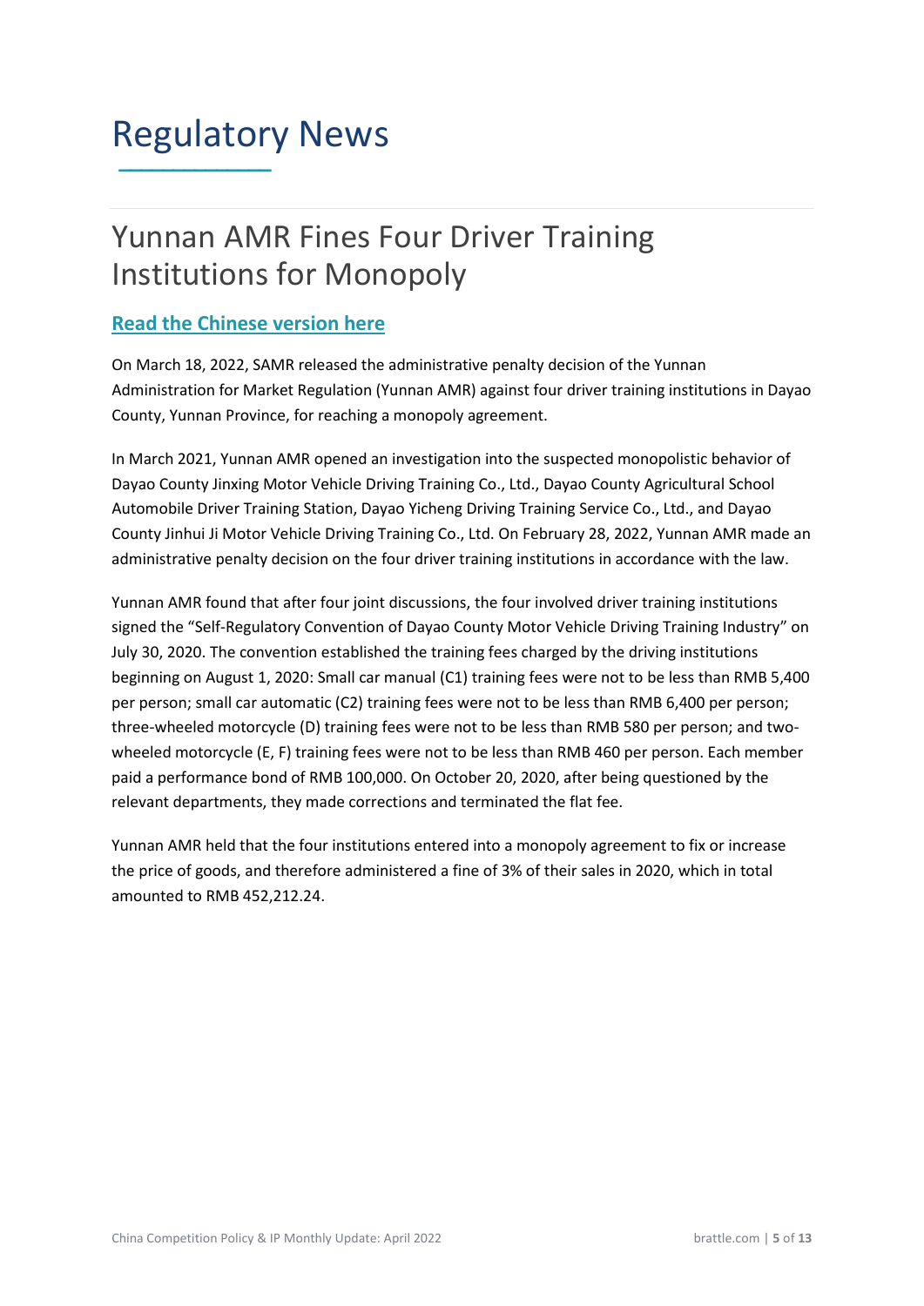# Regulatory News

## Yunnan AMR Fines Four Driver Training Institutions for Monopoly

**Read the Chinese version here**

On March 18, 2022, SAMR released the administrative penalty decision of the Yunnan Administration for Market Regulation (Yunnan AMR) against four driver training institutions in Dayao County, Yunnan Province, for reaching a monopoly agreement.

In March 2021, Yunnan AMR opened an investigation into the suspected monopolistic behavior of Dayao County Jinxing Motor Vehicle Driving Training Co., Ltd., Dayao County Agricultural School Automobile Driver Training Station, Dayao Yicheng Driving Training Service Co., Ltd., and Dayao County Jinhui Ji Motor Vehicle Driving Training Co., Ltd. On February 28, 2022, Yunnan AMR made an administrative penalty decision on the four driver training institutions in accordance with the law.

Yunnan AMR found that after four joint discussions, the four involved driver training institutions signed the "Self-Regulatory Convention of Dayao County Motor Vehicle Driving Training Industry" on July 30, 2020. The convention established the training fees charged by the driving institutions beginning on August 1, 2020: Small car manual (C1) training fees were not to be less than RMB 5,400 per person; small car automatic (C2) training fees were not to be less than RMB 6,400 per person; three-wheeled motorcycle (D) training fees were not to be less than RMB 580 per person; and two-wheeled motorcycle (E, F) training fees were not to be less than RMB 460 per person. Each member paid a performance bond of RMB 100,000. On October 20, 2020, after being questioned by the relevant departments, they made corrections and terminated the flat fee.

Yunnan AMR held that the four institutions entered into a monopoly agreement to fix or increase the price of goods, and therefore administered a fine of 3% of their sales in 2020, which in total amounted to RMB 452,212.24.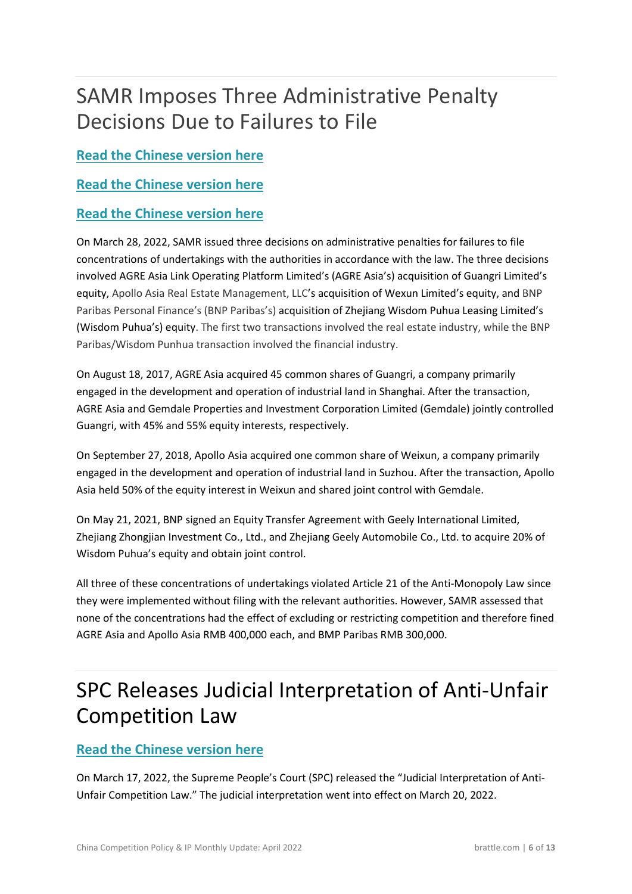# SAMR Imposes Three Administrative Penalty Decisions Due to Failures to File

**Read the Chinese version here**

**Read the Chinese version here**

**Read the Chinese version here**

On March 28, 2022, SAMR issued three decisions on administrative penalties for failures to file concentrations of undertakings with the authorities in accordance with the law. The three decisions involved AGRE Asia Link Operating Platform Limited's (AGRE Asia's) acquisition of Guangri Limited's equity, Apollo Asia Real Estate Management, LLC's acquisition of Wexun Limited's equity, and BNP Paribas Personal Finance's (BNP Paribas's) acquisition of Zhejiang Wisdom Puhua Leasing Limited's (Wisdom Puhua's) equity. The first two transactions involved the real estate industry, while the BNP Paribas/Wisdom Punhua transaction involved the financial industry.

On August 18, 2017, AGRE Asia acquired 45 common shares of Guangri, a company primarily engaged in the development and operation of industrial land in Shanghai. After the transaction, AGRE Asia and Gemdale Properties and Investment Corporation Limited (Gemdale) jointly controlled Guangri, with 45% and 55% equity interests, respectively.

On September 27, 2018, Apollo Asia acquired one common share of Weixun, a company primarily engaged in the development and operation of industrial land in Suzhou. After the transaction, Apollo Asia held 50% of the equity interest in Weixun and shared joint control with Gemdale.

On May 21, 2021, BNP signed an Equity Transfer Agreement with Geely International Limited, Zhejiang Zhongjian Investment Co., Ltd., and Zhejiang Geely Automobile Co., Ltd. to acquire 20% of Wisdom Puhua's equity and obtain joint control.

All three of these concentrations of undertakings violated Article 21 of the Anti-Monopoly Law since they were implemented without filing with the relevant authorities. However, SAMR assessed that none of the concentrations had the effect of excluding or restricting competition and therefore fined AGRE Asia and Apollo Asia RMB 400,000 each, and BMP Paribas RMB 300,000.

# SPC Releases Judicial Interpretation of Anti-Unfair Competition Law

**Read the Chinese version here**

On March 17, 2022, the Supreme People's Court (SPC) released the "Judicial Interpretation of Anti-Unfair Competition Law." The judicial interpretation went into effect on March 20, 2022.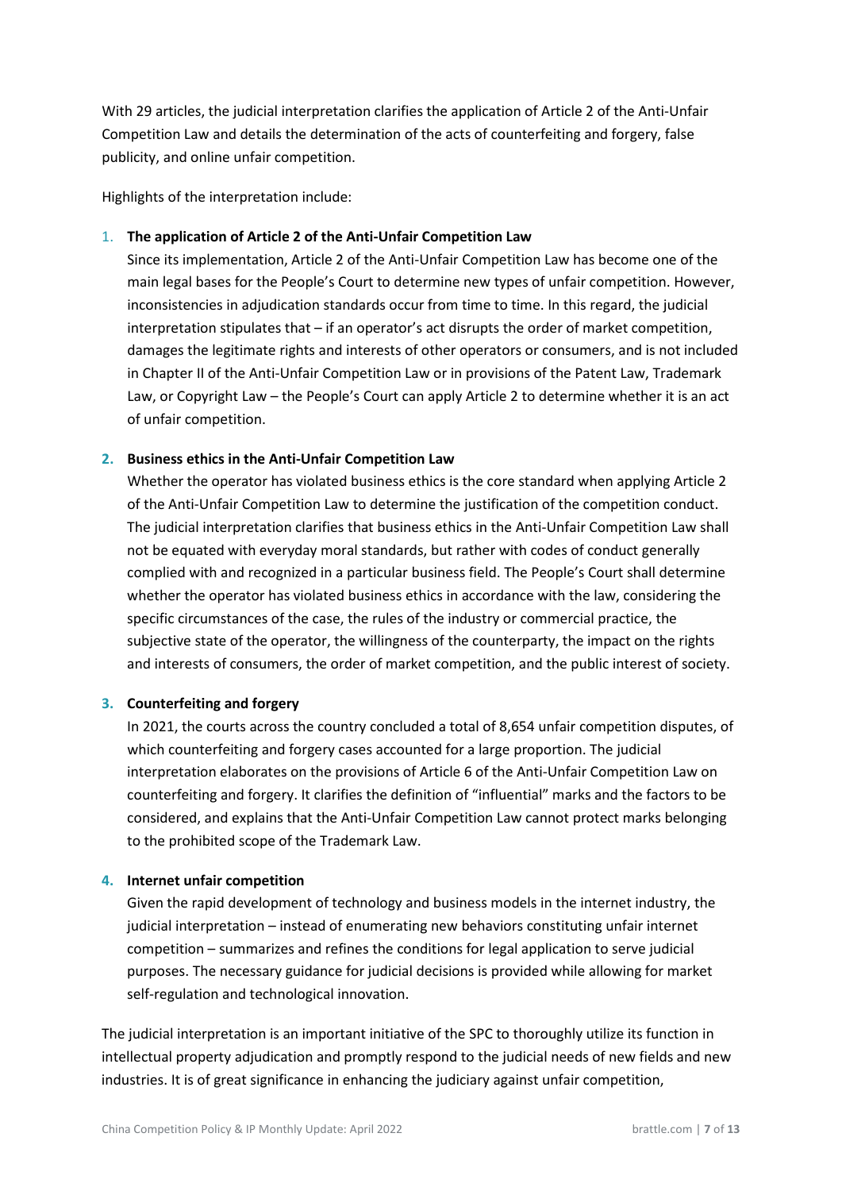With 29 articles, the judicial interpretation clarifies the application of Article 2 of the Anti-Unfair Competition Law and details the determination of the acts of counterfeiting and forgery, false publicity, and online unfair competition.

Highlights of the interpretation include:

1. **The application of Article 2 of the Anti-Unfair Competition Law**
   Since its implementation, Article 2 of the Anti-Unfair Competition Law has become one of the main legal bases for the People's Court to determine new types of unfair competition. However, inconsistencies in adjudication standards occur from time to time. In this regard, the judicial interpretation stipulates that – if an operator's act disrupts the order of market competition, damages the legitimate rights and interests of other operators or consumers, and is not included in Chapter II of the Anti-Unfair Competition Law or in provisions of the Patent Law, Trademark Law, or Copyright Law – the People's Court can apply Article 2 to determine whether it is an act of unfair competition.

2. **Business ethics in the Anti-Unfair Competition Law**
   Whether the operator has violated business ethics is the core standard when applying Article 2 of the Anti-Unfair Competition Law to determine the justification of the competition conduct. The judicial interpretation clarifies that business ethics in the Anti-Unfair Competition Law shall not be equated with everyday moral standards, but rather with codes of conduct generally complied with and recognized in a particular business field. The People's Court shall determine whether the operator has violated business ethics in accordance with the law, considering the specific circumstances of the case, the rules of the industry or commercial practice, the subjective state of the operator, the willingness of the counterparty, the impact on the rights and interests of consumers, the order of market competition, and the public interest of society.

3. **Counterfeiting and forgery**
   In 2021, the courts across the country concluded a total of 8,654 unfair competition disputes, of which counterfeiting and forgery cases accounted for a large proportion. The judicial interpretation elaborates on the provisions of Article 6 of the Anti-Unfair Competition Law on counterfeiting and forgery. It clarifies the definition of "influential" marks and the factors to be considered, and explains that the Anti-Unfair Competition Law cannot protect marks belonging to the prohibited scope of the Trademark Law.

4. **Internet unfair competition**
   Given the rapid development of technology and business models in the internet industry, the judicial interpretation – instead of enumerating new behaviors constituting unfair internet competition – summarizes and refines the conditions for legal application to serve judicial purposes. The necessary guidance for judicial decisions is provided while allowing for market self-regulation and technological innovation.

The judicial interpretation is an important initiative of the SPC to thoroughly utilize its function in intellectual property adjudication and promptly respond to the judicial needs of new fields and new industries. It is of great significance in enhancing the judiciary against unfair competition,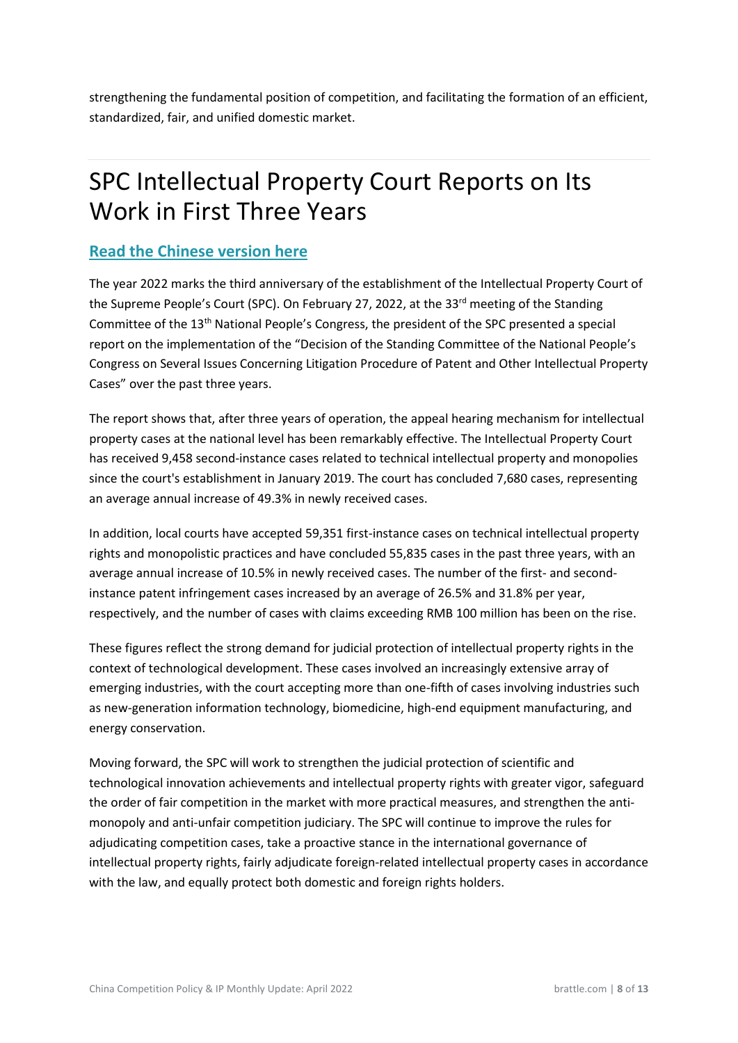strengthening the fundamental position of competition, and facilitating the formation of an efficient, standardized, fair, and unified domestic market.

# SPC Intellectual Property Court Reports on Its Work in First Three Years

## [Read the Chinese version here]

The year 2022 marks the third anniversary of the establishment of the Intellectual Property Court of the Supreme People's Court (SPC). On February 27, 2022, at the 33rd meeting of the Standing Committee of the 13th National People's Congress, the president of the SPC presented a special report on the implementation of the "Decision of the Standing Committee of the National People's Congress on Several Issues Concerning Litigation Procedure of Patent and Other Intellectual Property Cases" over the past three years.

The report shows that, after three years of operation, the appeal hearing mechanism for intellectual property cases at the national level has been remarkably effective. The Intellectual Property Court has received 9,458 second-instance cases related to technical intellectual property and monopolies since the court's establishment in January 2019. The court has concluded 7,680 cases, representing an average annual increase of 49.3% in newly received cases.

In addition, local courts have accepted 59,351 first-instance cases on technical intellectual property rights and monopolistic practices and have concluded 55,835 cases in the past three years, with an average annual increase of 10.5% in newly received cases. The number of the first- and second-instance patent infringement cases increased by an average of 26.5% and 31.8% per year, respectively, and the number of cases with claims exceeding RMB 100 million has been on the rise.

These figures reflect the strong demand for judicial protection of intellectual property rights in the context of technological development. These cases involved an increasingly extensive array of emerging industries, with the court accepting more than one-fifth of cases involving industries such as new-generation information technology, biomedicine, high-end equipment manufacturing, and energy conservation.

Moving forward, the SPC will work to strengthen the judicial protection of scientific and technological innovation achievements and intellectual property rights with greater vigor, safeguard the order of fair competition in the market with more practical measures, and strengthen the anti-monopoly and anti-unfair competition judiciary. The SPC will continue to improve the rules for adjudicating competition cases, take a proactive stance in the international governance of intellectual property rights, fairly adjudicate foreign-related intellectual property cases in accordance with the law, and equally protect both domestic and foreign rights holders.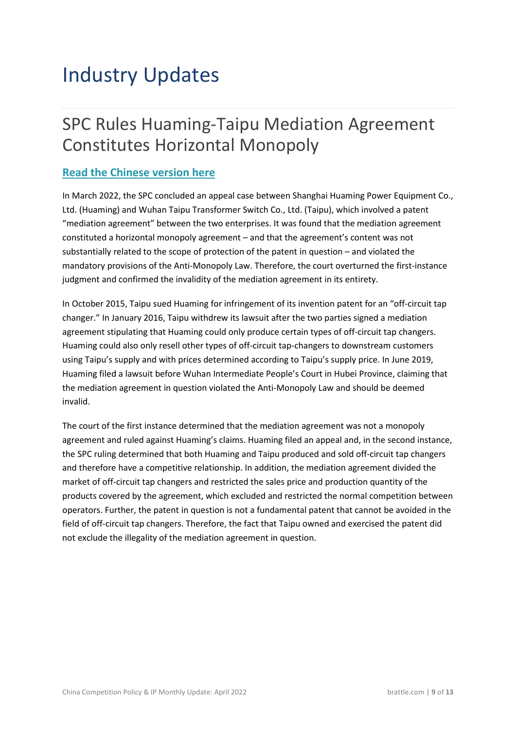# Industry Updates

## SPC Rules Huaming-Taipu Mediation Agreement Constitutes Horizontal Monopoly

**Read the Chinese version here**

In March 2022, the SPC concluded an appeal case between Shanghai Huaming Power Equipment Co., Ltd. (Huaming) and Wuhan Taipu Transformer Switch Co., Ltd. (Taipu), which involved a patent "mediation agreement" between the two enterprises. It was found that the mediation agreement constituted a horizontal monopoly agreement – and that the agreement's content was not substantially related to the scope of protection of the patent in question – and violated the mandatory provisions of the Anti-Monopoly Law. Therefore, the court overturned the first-instance judgment and confirmed the invalidity of the mediation agreement in its entirety.

In October 2015, Taipu sued Huaming for infringement of its invention patent for an "off-circuit tap changer." In January 2016, Taipu withdrew its lawsuit after the two parties signed a mediation agreement stipulating that Huaming could only produce certain types of off-circuit tap changers. Huaming could also only resell other types of off-circuit tap-changers to downstream customers using Taipu's supply and with prices determined according to Taipu's supply price. In June 2019, Huaming filed a lawsuit before Wuhan Intermediate People's Court in Hubei Province, claiming that the mediation agreement in question violated the Anti-Monopoly Law and should be deemed invalid.

The court of the first instance determined that the mediation agreement was not a monopoly agreement and ruled against Huaming's claims. Huaming filed an appeal and, in the second instance, the SPC ruling determined that both Huaming and Taipu produced and sold off-circuit tap changers and therefore have a competitive relationship. In addition, the mediation agreement divided the market of off-circuit tap changers and restricted the sales price and production quantity of the products covered by the agreement, which excluded and restricted the normal competition between operators. Further, the patent in question is not a fundamental patent that cannot be avoided in the field of off-circuit tap changers. Therefore, the fact that Taipu owned and exercised the patent did not exclude the illegality of the mediation agreement in question.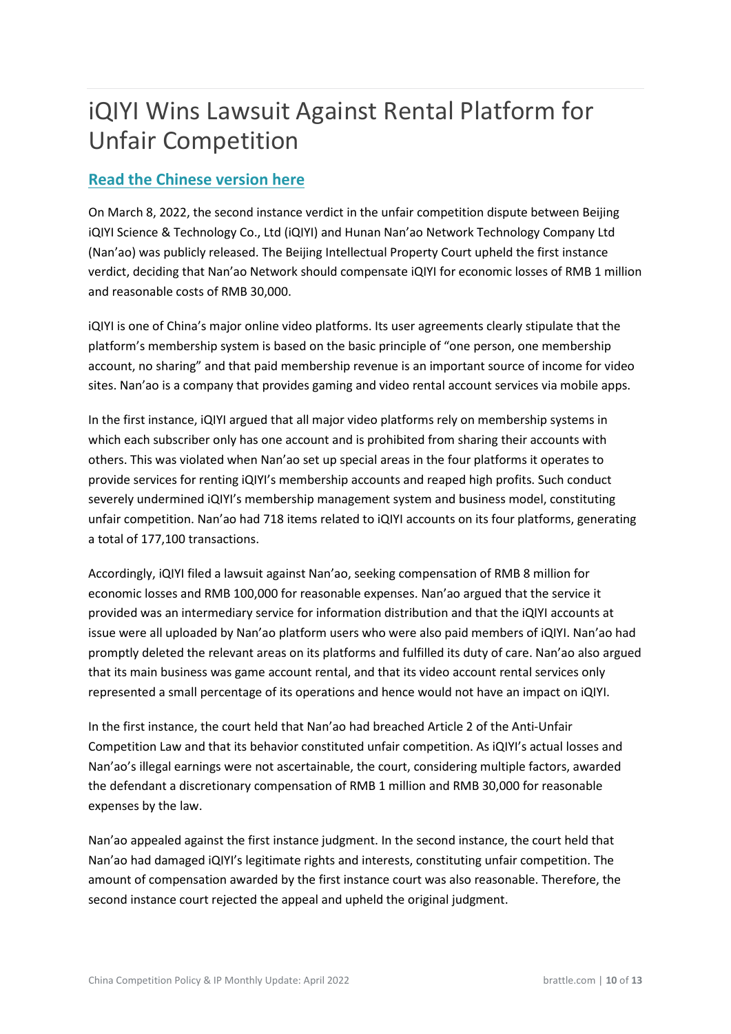# iQIYI Wins Lawsuit Against Rental Platform for Unfair Competition

## Read the Chinese version here

On March 8, 2022, the second instance verdict in the unfair competition dispute between Beijing iQIYI Science & Technology Co., Ltd (iQIYI) and Hunan Nan'ao Network Technology Company Ltd (Nan'ao) was publicly released. The Beijing Intellectual Property Court upheld the first instance verdict, deciding that Nan'ao Network should compensate iQIYI for economic losses of RMB 1 million and reasonable costs of RMB 30,000.

iQIYI is one of China's major online video platforms. Its user agreements clearly stipulate that the platform's membership system is based on the basic principle of "one person, one membership account, no sharing" and that paid membership revenue is an important source of income for video sites. Nan'ao is a company that provides gaming and video rental account services via mobile apps.

In the first instance, iQIYI argued that all major video platforms rely on membership systems in which each subscriber only has one account and is prohibited from sharing their accounts with others. This was violated when Nan'ao set up special areas in the four platforms it operates to provide services for renting iQIYI's membership accounts and reaped high profits. Such conduct severely undermined iQIYI's membership management system and business model, constituting unfair competition. Nan'ao had 718 items related to iQIYI accounts on its four platforms, generating a total of 177,100 transactions.

Accordingly, iQIYI filed a lawsuit against Nan'ao, seeking compensation of RMB 8 million for economic losses and RMB 100,000 for reasonable expenses. Nan'ao argued that the service it provided was an intermediary service for information distribution and that the iQIYI accounts at issue were all uploaded by Nan'ao platform users who were also paid members of iQIYI. Nan'ao had promptly deleted the relevant areas on its platforms and fulfilled its duty of care. Nan'ao also argued that its main business was game account rental, and that its video account rental services only represented a small percentage of its operations and hence would not have an impact on iQIYI.

In the first instance, the court held that Nan'ao had breached Article 2 of the Anti-Unfair Competition Law and that its behavior constituted unfair competition. As iQIYI's actual losses and Nan'ao's illegal earnings were not ascertainable, the court, considering multiple factors, awarded the defendant a discretionary compensation of RMB 1 million and RMB 30,000 for reasonable expenses by the law.

Nan'ao appealed against the first instance judgment. In the second instance, the court held that Nan'ao had damaged iQIYI's legitimate rights and interests, constituting unfair competition. The amount of compensation awarded by the first instance court was also reasonable. Therefore, the second instance court rejected the appeal and upheld the original judgment.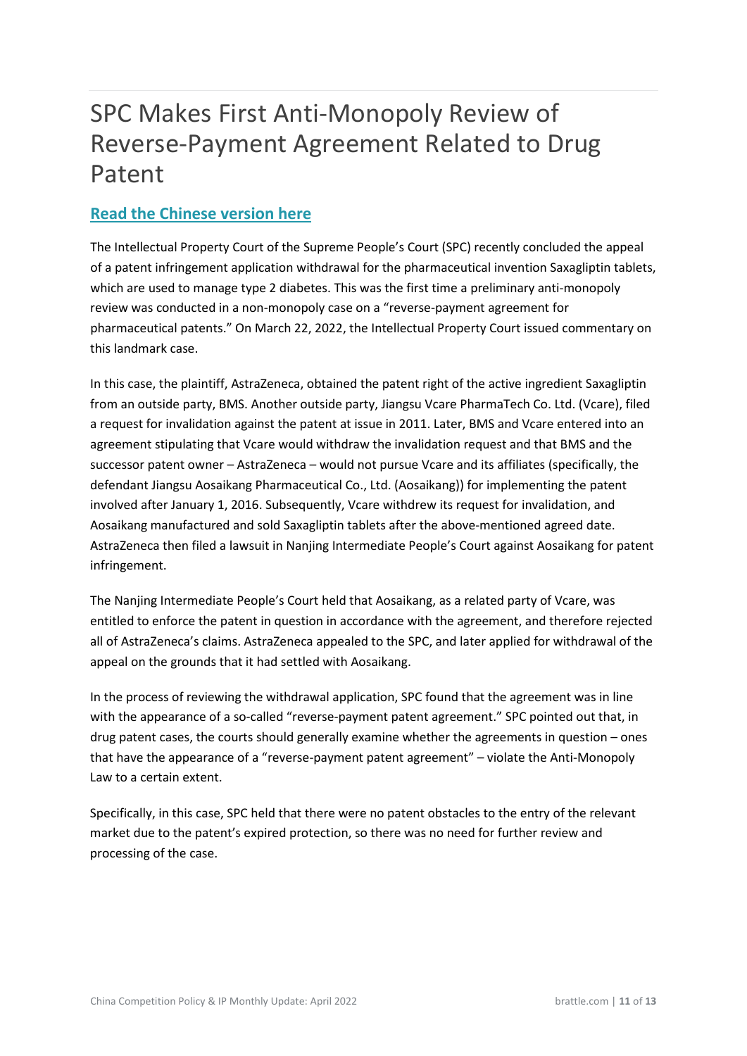# SPC Makes First Anti-Monopoly Review of Reverse-Payment Agreement Related to Drug Patent

## **Read the Chinese version here**

The Intellectual Property Court of the Supreme People's Court (SPC) recently concluded the appeal of a patent infringement application withdrawal for the pharmaceutical invention Saxagliptin tablets, which are used to manage type 2 diabetes. This was the first time a preliminary anti-monopoly review was conducted in a non-monopoly case on a "reverse-payment agreement for pharmaceutical patents." On March 22, 2022, the Intellectual Property Court issued commentary on this landmark case.

In this case, the plaintiff, AstraZeneca, obtained the patent right of the active ingredient Saxagliptin from an outside party, BMS. Another outside party, Jiangsu Vcare PharmaTech Co. Ltd. (Vcare), filed a request for invalidation against the patent at issue in 2011. Later, BMS and Vcare entered into an agreement stipulating that Vcare would withdraw the invalidation request and that BMS and the successor patent owner – AstraZeneca – would not pursue Vcare and its affiliates (specifically, the defendant Jiangsu Aosaikang Pharmaceutical Co., Ltd. (Aosaikang)) for implementing the patent involved after January 1, 2016. Subsequently, Vcare withdrew its request for invalidation, and Aosaikang manufactured and sold Saxagliptin tablets after the above-mentioned agreed date. AstraZeneca then filed a lawsuit in Nanjing Intermediate People's Court against Aosaikang for patent infringement.

The Nanjing Intermediate People's Court held that Aosaikang, as a related party of Vcare, was entitled to enforce the patent in question in accordance with the agreement, and therefore rejected all of AstraZeneca's claims. AstraZeneca appealed to the SPC, and later applied for withdrawal of the appeal on the grounds that it had settled with Aosaikang.

In the process of reviewing the withdrawal application, SPC found that the agreement was in line with the appearance of a so-called "reverse-payment patent agreement." SPC pointed out that, in drug patent cases, the courts should generally examine whether the agreements in question – ones that have the appearance of a "reverse-payment patent agreement" – violate the Anti-Monopoly Law to a certain extent.

Specifically, in this case, SPC held that there were no patent obstacles to the entry of the relevant market due to the patent's expired protection, so there was no need for further review and processing of the case.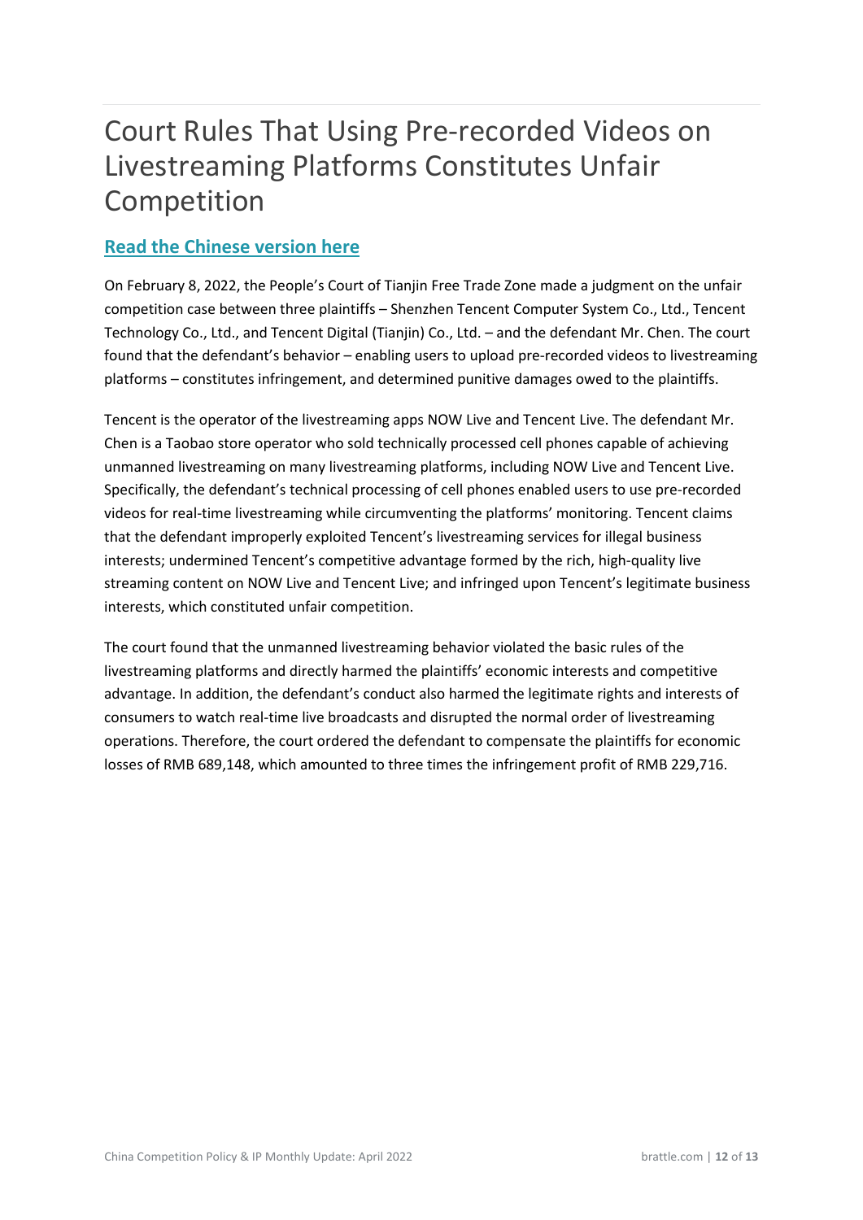# Court Rules That Using Pre-recorded Videos on Livestreaming Platforms Constitutes Unfair Competition

**Read the Chinese version here**

On February 8, 2022, the People's Court of Tianjin Free Trade Zone made a judgment on the unfair competition case between three plaintiffs – Shenzhen Tencent Computer System Co., Ltd., Tencent Technology Co., Ltd., and Tencent Digital (Tianjin) Co., Ltd. – and the defendant Mr. Chen. The court found that the defendant's behavior – enabling users to upload pre-recorded videos to livestreaming platforms – constitutes infringement, and determined punitive damages owed to the plaintiffs.

Tencent is the operator of the livestreaming apps NOW Live and Tencent Live. The defendant Mr. Chen is a Taobao store operator who sold technically processed cell phones capable of achieving unmanned livestreaming on many livestreaming platforms, including NOW Live and Tencent Live. Specifically, the defendant's technical processing of cell phones enabled users to use pre-recorded videos for real-time livestreaming while circumventing the platforms' monitoring. Tencent claims that the defendant improperly exploited Tencent's livestreaming services for illegal business interests; undermined Tencent's competitive advantage formed by the rich, high-quality live streaming content on NOW Live and Tencent Live; and infringed upon Tencent's legitimate business interests, which constituted unfair competition.

The court found that the unmanned livestreaming behavior violated the basic rules of the livestreaming platforms and directly harmed the plaintiffs' economic interests and competitive advantage. In addition, the defendant's conduct also harmed the legitimate rights and interests of consumers to watch real-time live broadcasts and disrupted the normal order of livestreaming operations. Therefore, the court ordered the defendant to compensate the plaintiffs for economic losses of RMB 689,148, which amounted to three times the infringement profit of RMB 229,716.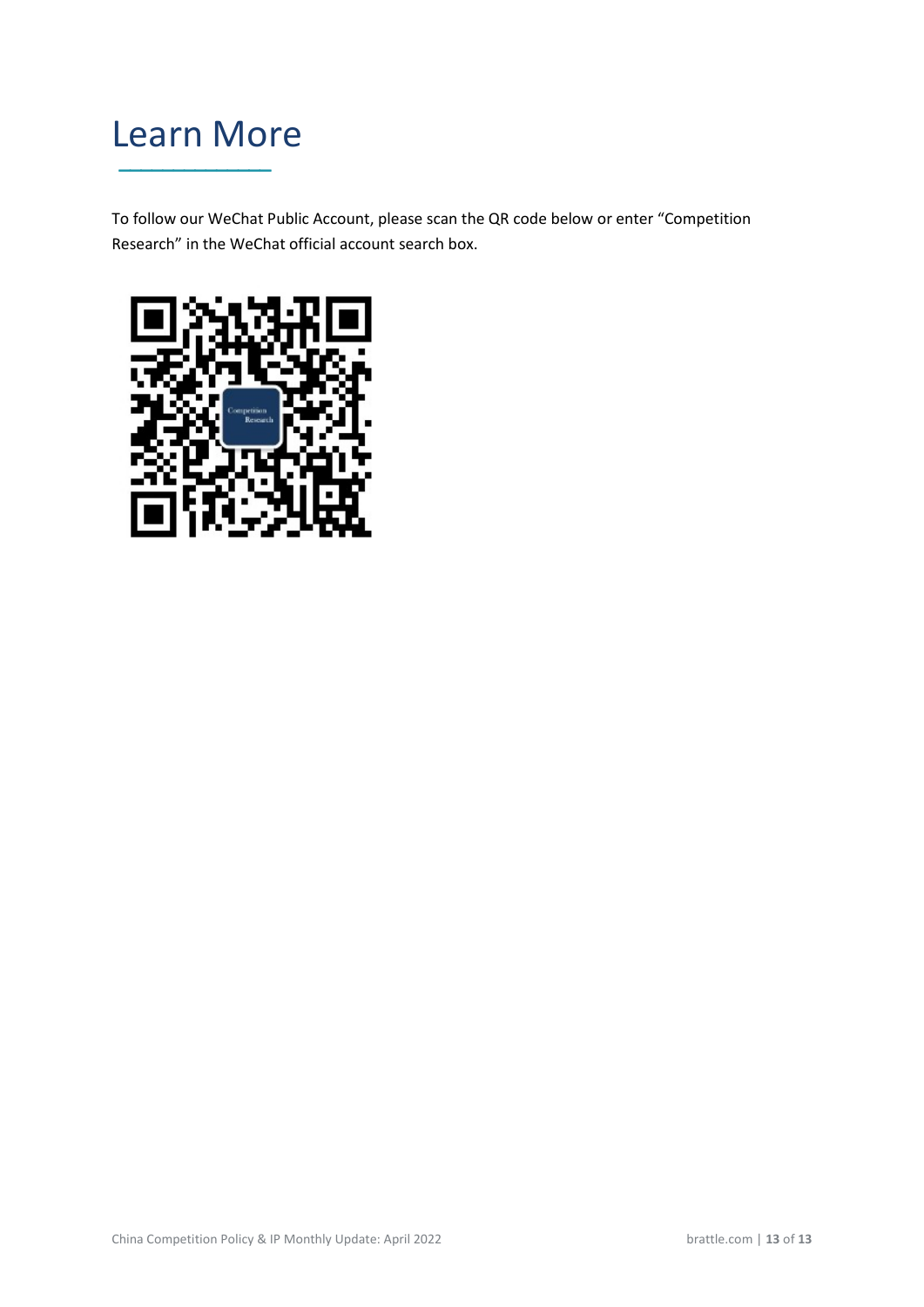# Learn More

To follow our WeChat Public Account, please scan the QR code below or enter "Competition Research" in the WeChat official account search box.